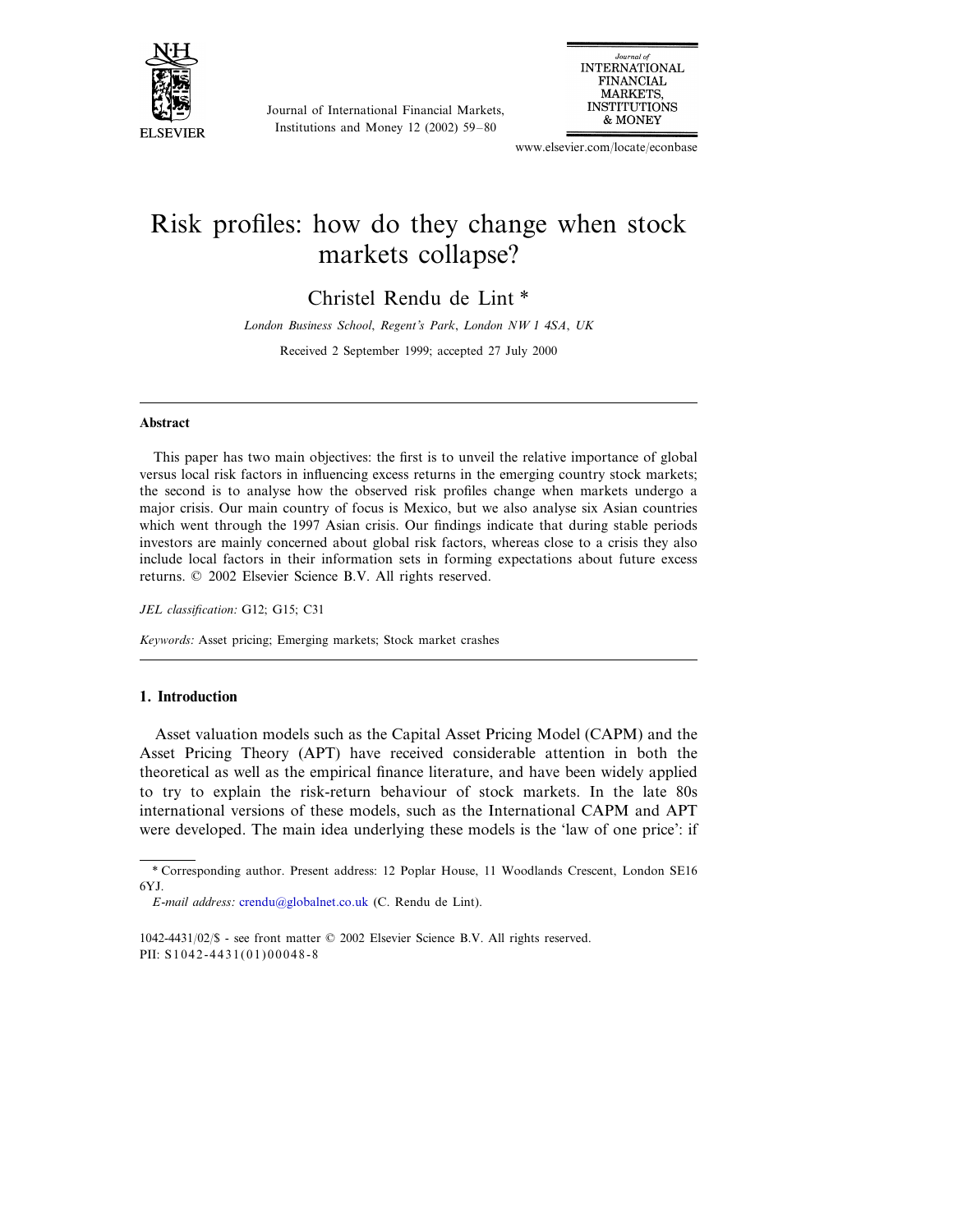# Risk profiles: how do they change when stock markets collapse?

Christel Rendu de Lint *

*London Business School, Regent's Park, London NW1 4SA, UK*

Received 2 September 1999; accepted 27 July 2000

## Abstract

This paper has two main objectives: the first is to unveil the relative importance of global versus local risk factors in influencing excess returns in the emerging country stock markets; the second is to analyse how the observed risk profiles change when markets undergo a major crisis. Our main country of focus is Mexico, but we also analyse six Asian countries which went through the 1997 Asian crisis. Our findings indicate that during stable periods investors are mainly concerned about global risk factors, whereas close to a crisis they also include local factors in their information sets in forming expectations about future excess returns. © 2002 Elsevier Science B.V. All rights reserved.

*JEL classification:* G12; G15; C31

*Keywords:* Asset pricing; Emerging markets; Stock market crashes

## 1. Introduction

Asset valuation models such as the Capital Asset Pricing Model (CAPM) and the Asset Pricing Theory (APT) have received considerable attention in both the theoretical as well as the empirical finance literature, and have been widely applied to try to explain the risk-return behaviour of stock markets. In the late 80s international versions of these models, such as the International CAPM and APT were developed. The main idea underlying these models is the 'law of one price': if

---

* Corresponding author. Present address: 12 Poplar House, 11 Woodlands Crescent, London SE16 6YJ.

*E-mail address:* crendu@globalnet.co.uk (C. Rendu de Lint).

1042-4431/02/$ - see front matter © 2002 Elsevier Science B.V. All rights reserved.
PII: S1042-4431(01)00048-8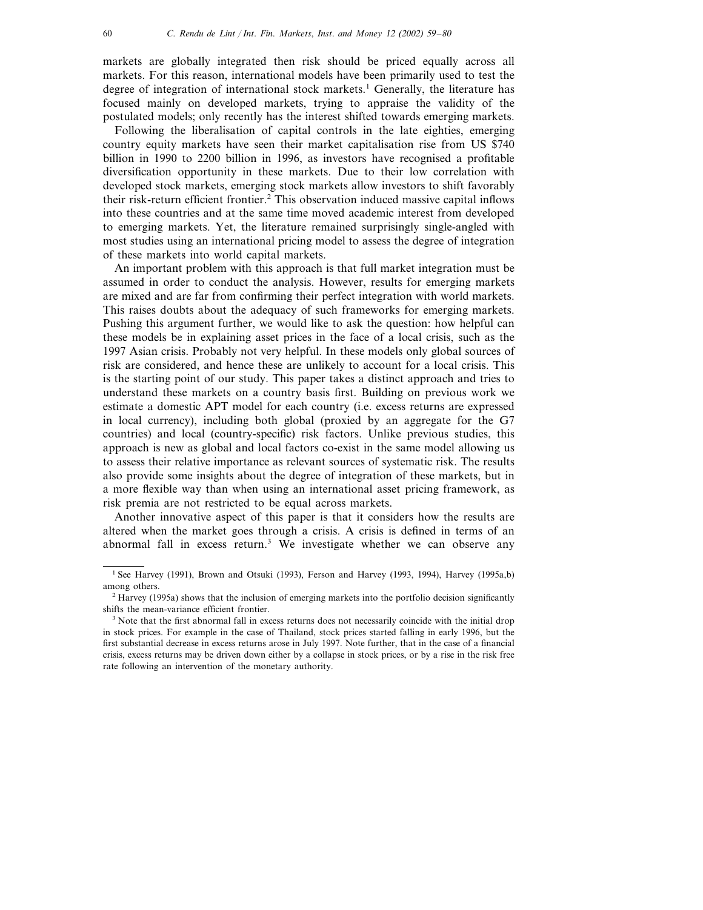markets are globally integrated then risk should be priced equally across all markets. For this reason, international models have been primarily used to test the degree of integration of international stock markets.[1] Generally, the literature has focused mainly on developed markets, trying to appraise the validity of the postulated models; only recently has the interest shifted towards emerging markets.

Following the liberalisation of capital controls in the late eighties, emerging country equity markets have seen their market capitalisation rise from US $740 billion in 1990 to 2200 billion in 1996, as investors have recognised a profitable diversification opportunity in these markets. Due to their low correlation with developed stock markets, emerging stock markets allow investors to shift favorably their risk-return efficient frontier.[2] This observation induced massive capital inflows into these countries and at the same time moved academic interest from developed to emerging markets. Yet, the literature remained surprisingly single-angled with most studies using an international pricing model to assess the degree of integration of these markets into world capital markets.

An important problem with this approach is that full market integration must be assumed in order to conduct the analysis. However, results for emerging markets are mixed and are far from confirming their perfect integration with world markets. This raises doubts about the adequacy of such frameworks for emerging markets. Pushing this argument further, we would like to ask the question: how helpful can these models be in explaining asset prices in the face of a local crisis, such as the 1997 Asian crisis. Probably not very helpful. In these models only global sources of risk are considered, and hence these are unlikely to account for a local crisis. This is the starting point of our study. This paper takes a distinct approach and tries to understand these markets on a country basis first. Building on previous work we estimate a domestic APT model for each country (i.e. excess returns are expressed in local currency), including both global (proxied by an aggregate for the G7 countries) and local (country-specific) risk factors. Unlike previous studies, this approach is new as global and local factors co-exist in the same model allowing us to assess their relative importance as relevant sources of systematic risk. The results also provide some insights about the degree of integration of these markets, but in a more flexible way than when using an international asset pricing framework, as risk premia are not restricted to be equal across markets.

Another innovative aspect of this paper is that it considers how the results are altered when the market goes through a crisis. A crisis is defined in terms of an abnormal fall in excess return.[3] We investigate whether we can observe any

---

[1] See Harvey (1991), Brown and Otsuki (1993), Ferson and Harvey (1993, 1994), Harvey (1995a,b) among others.

[2] Harvey (1995a) shows that the inclusion of emerging markets into the portfolio decision significantly shifts the mean-variance efficient frontier.

[3] Note that the first abnormal fall in excess returns does not necessarily coincide with the initial drop in stock prices. For example in the case of Thailand, stock prices started falling in early 1996, but the first substantial decrease in excess returns arose in July 1997. Note further, that in the case of a financial crisis, excess returns may be driven down either by a collapse in stock prices, or by a rise in the risk free rate following an intervention of the monetary authority.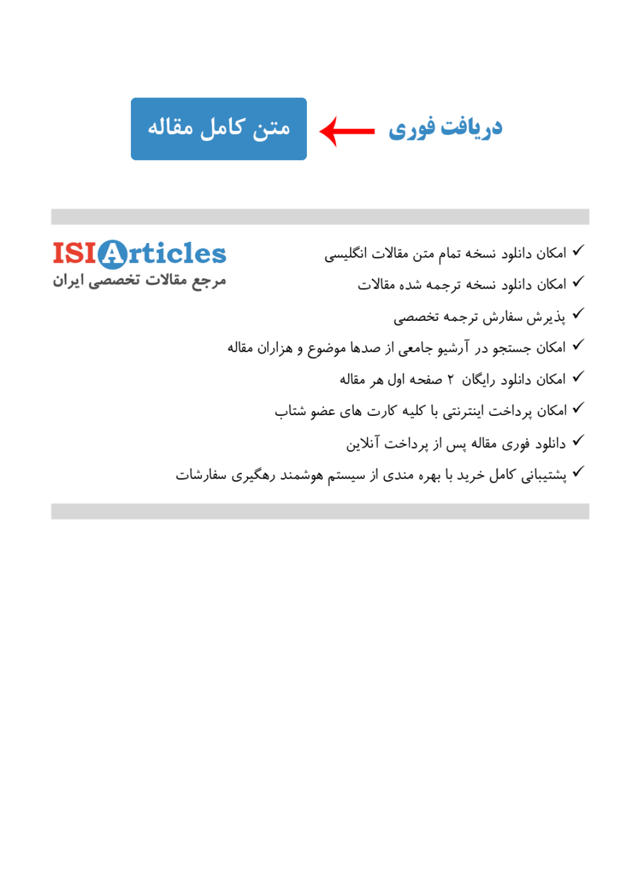دریافت فوری ← متن کامل مقاله

ISIArticles

مرجع مقالات تخصصی ایران

- ✓ امکان دانلود نسخه تمام متن مقالات انگلیسی
- ✓ امکان دانلود نسخه ترجمه شده مقالات
- ✓ پذیرش سفارش ترجمه تخصصی
- ✓ امکان جستجو در آرشیو جامعی از صدها موضوع و هزاران مقاله
- ✓ امکان دانلود رایگان ۲ صفحه اول هر مقاله
- ✓ امکان پرداخت اینترنتی با کلیه کارت های عضو شتاب
- ✓ دانلود فوری مقاله پس از پرداخت آنلاین
- ✓ پشتیبانی کامل خرید با بهره مندی از سیستم هوشمند رهگیری سفارشات